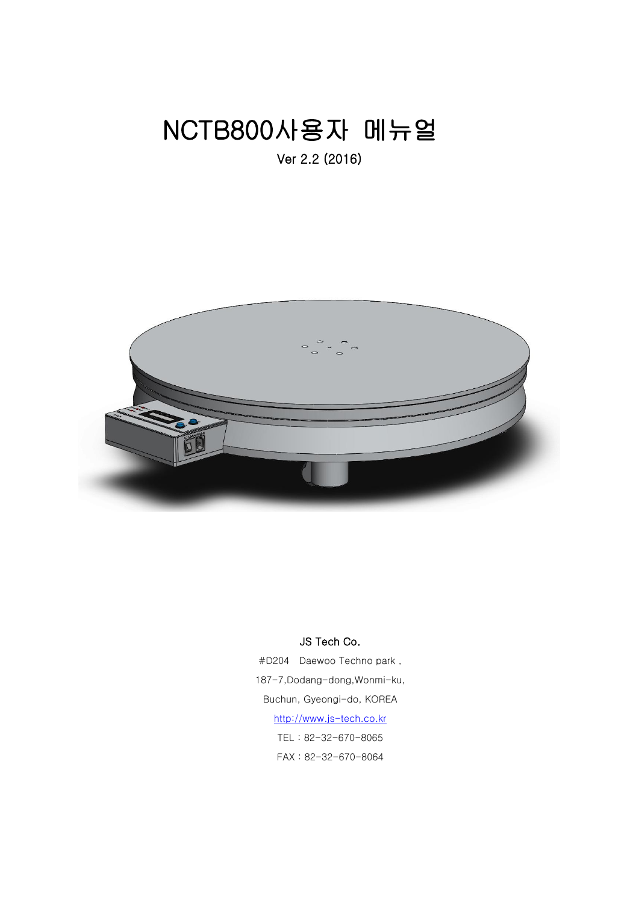# NCTB800사용자 메뉴얼

Ver 2.2 (2016)

JS Tech Co.

#D204 Daewoo Techno park ,

187-7,Dodang-dong,Wonmi-ku,

Buchun, Gyeongi-do, KOREA

http://www.js-tech.co.kr

TEL : 82-32-670-8065

FAX : 82-32-670-8064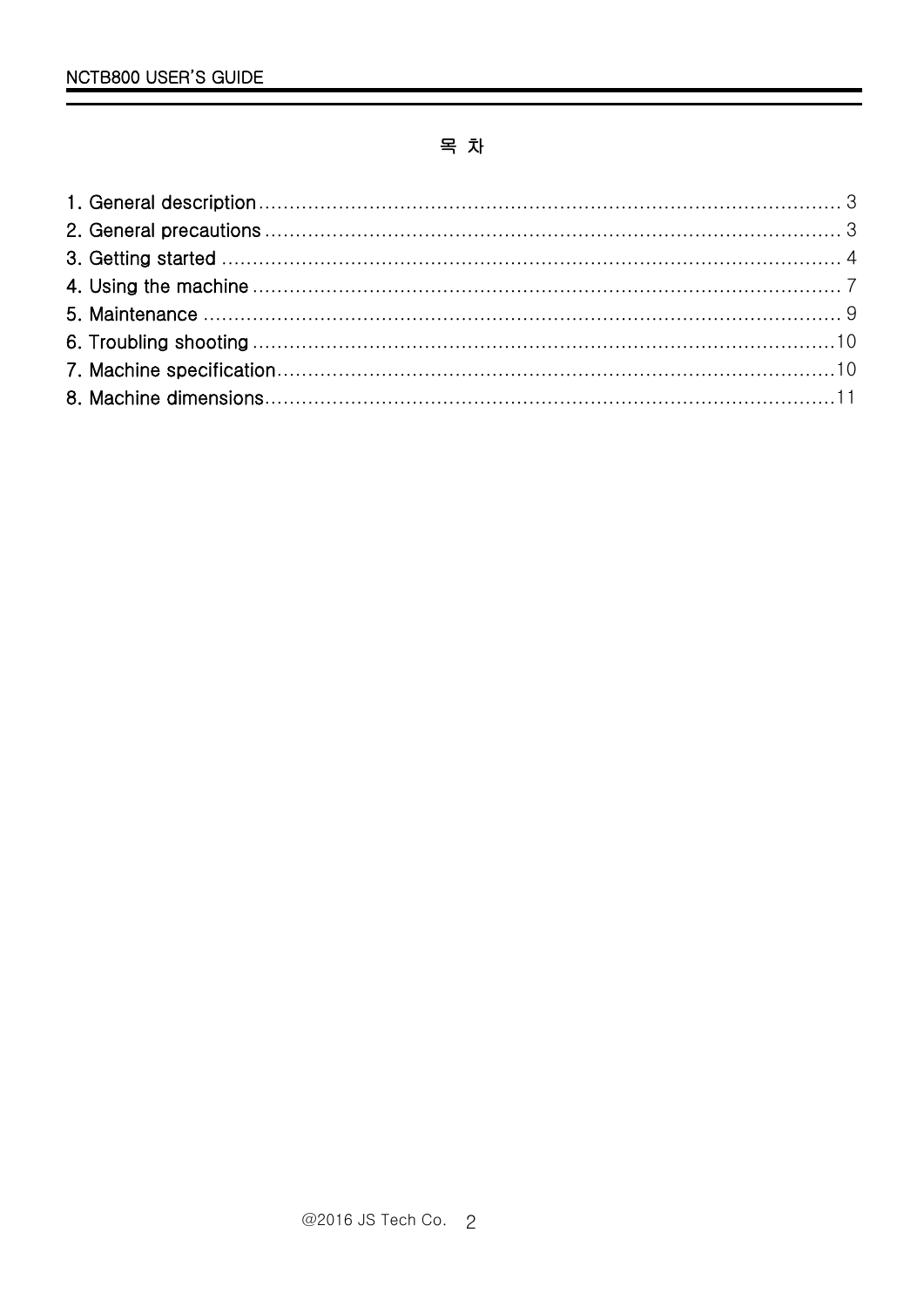# 목 차

1. General description ........................................ 3
2. General precautions ........................................ 3
3. Getting started ........................................ 4
4. Using the machine ........................................ 7
5. Maintenance ........................................ 9
6. Troubling shooting ........................................ 10
7. Machine specification ........................................ 10
8. Machine dimensions ........................................ 11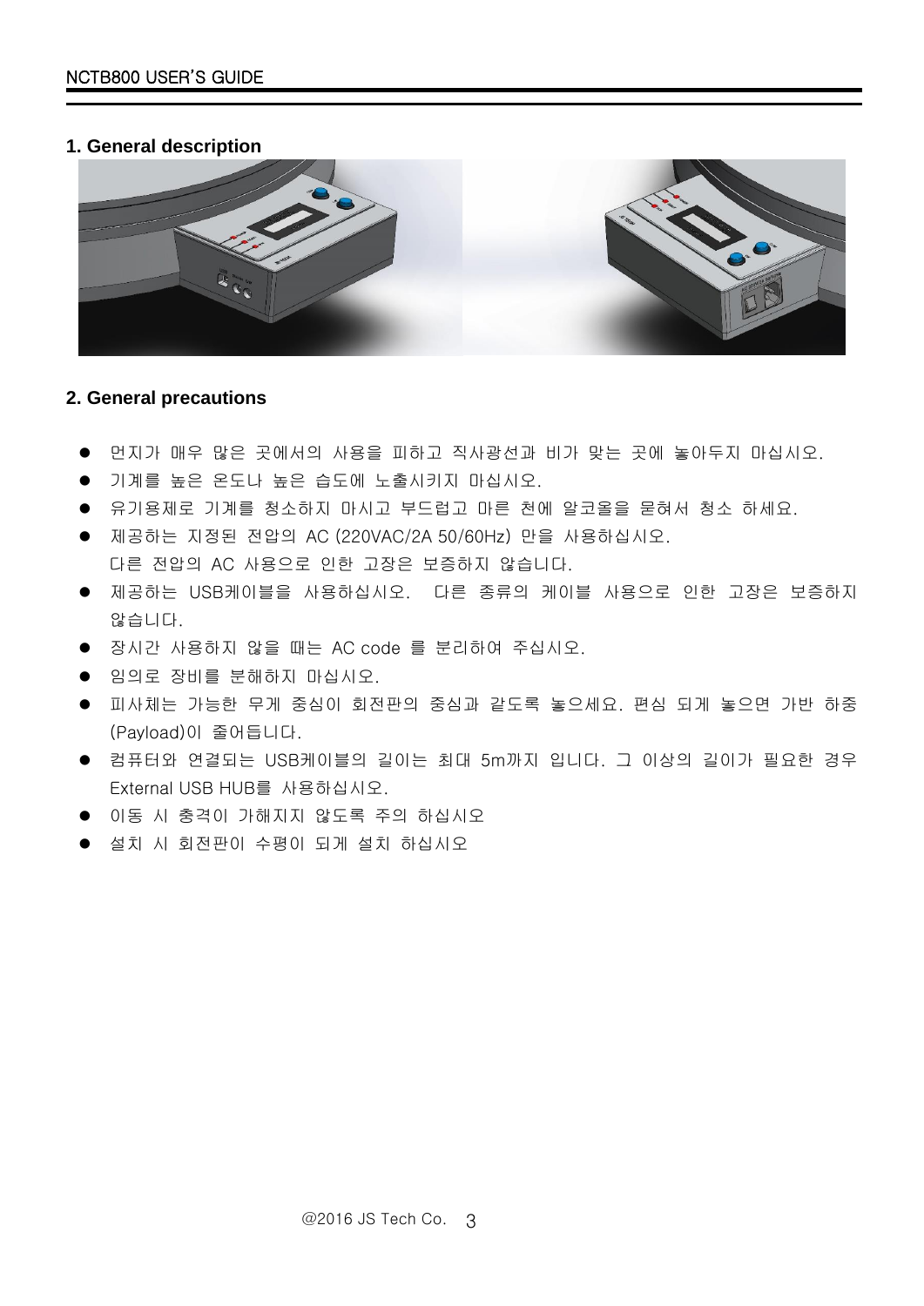## 1. General description

## 2. General precautions

- 먼지가 매우 많은 곳에서의 사용을 피하고 직사광선과 비가 맞는 곳에 놓아두지 마십시오.
- 기계를 높은 온도나 높은 습도에 노출시키지 마십시오.
- 유기용제로 기계를 청소하지 마시고 부드럽고 마른 천에 알코올을 묻혀서 청소 하세요.
- 제공하는 지정된 전압의 AC (220VAC/2A 50/60Hz) 만을 사용하십시오.
  다른 전압의 AC 사용으로 인한 고장은 보증하지 않습니다.
- 제공하는 USB케이블을 사용하십시오. 다른 종류의 케이블 사용으로 인한 고장은 보증하지 않습니다.
- 장시간 사용하지 않을 때는 AC code 를 분리하여 주십시오.
- 임의로 장비를 분해하지 마십시오.
- 피사체는 가능한 무게 중심이 회전판의 중심과 같도록 놓으세요. 편심 되게 놓으면 가반 하중(Payload)이 줄어듭니다.
- 컴퓨터와 연결되는 USB케이블의 길이는 최대 5m까지 입니다. 그 이상의 길이가 필요한 경우 External USB HUB를 사용하십시오.
- 이동 시 충격이 가해지지 않도록 주의 하십시오
- 설치 시 회전판이 수평이 되게 설치 하십시오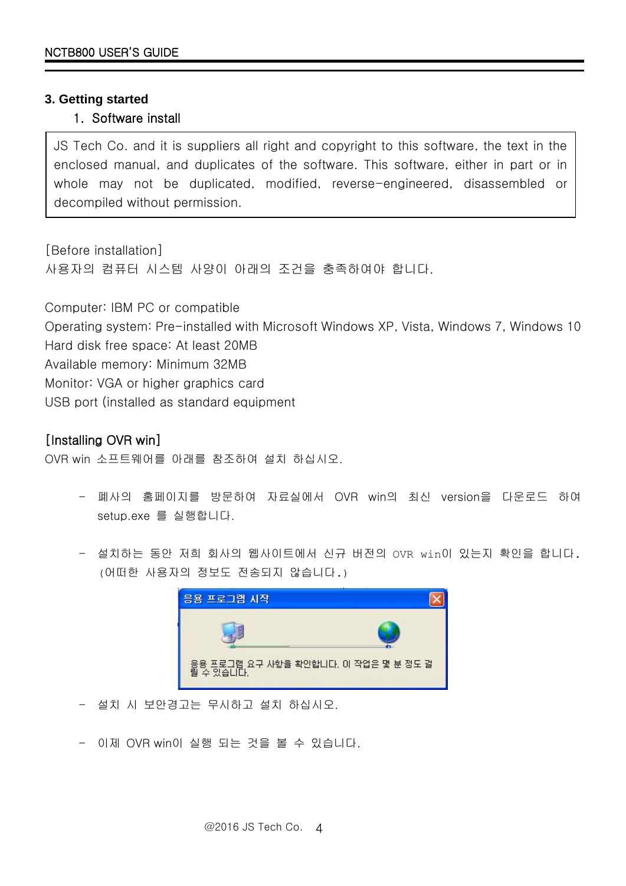### 3. Getting started

1. Software install

JS Tech Co. and it is suppliers all right and copyright to this software, the text in the enclosed manual, and duplicates of the software. This software, either in part or in whole may not be duplicated, modified, reverse-engineered, disassembled or decompiled without permission.

[Before installation]
사용자의 컴퓨터 시스템 사양이 아래의 조건을 충족하여야 합니다.

Computer: IBM PC or compatible
Operating system: Pre-installed with Microsoft Windows XP, Vista, Windows 7, Windows 10
Hard disk free space: At least 20MB
Available memory: Minimum 32MB
Monitor: VGA or higher graphics card
USB port (installed as standard equipment

**[Installing OVR win]**
OVR win 소프트웨어를 아래를 참조하여 설치 하십시오.

- 폐사의 홈페이지를 방문하여 자료실에서 OVR win의 최신 version을 다운로드 하여 setup.exe 를 실행합니다.
- 설치하는 동안 저희 회사의 웹사이트에서 신규 버전의 OVR win이 있는지 확인을 합니다. (어떠한 사용자의 정보도 전송되지 않습니다.)

응용 프로그램 시작

응용 프로그램 요구 사항을 확인합니다. 이 작업은 몇 분 정도 걸릴 수 있습니다.

- 설치 시 보안경고는 무시하고 설치 하십시오.
- 이제 OVR win이 실행 되는 것을 볼 수 있습니다.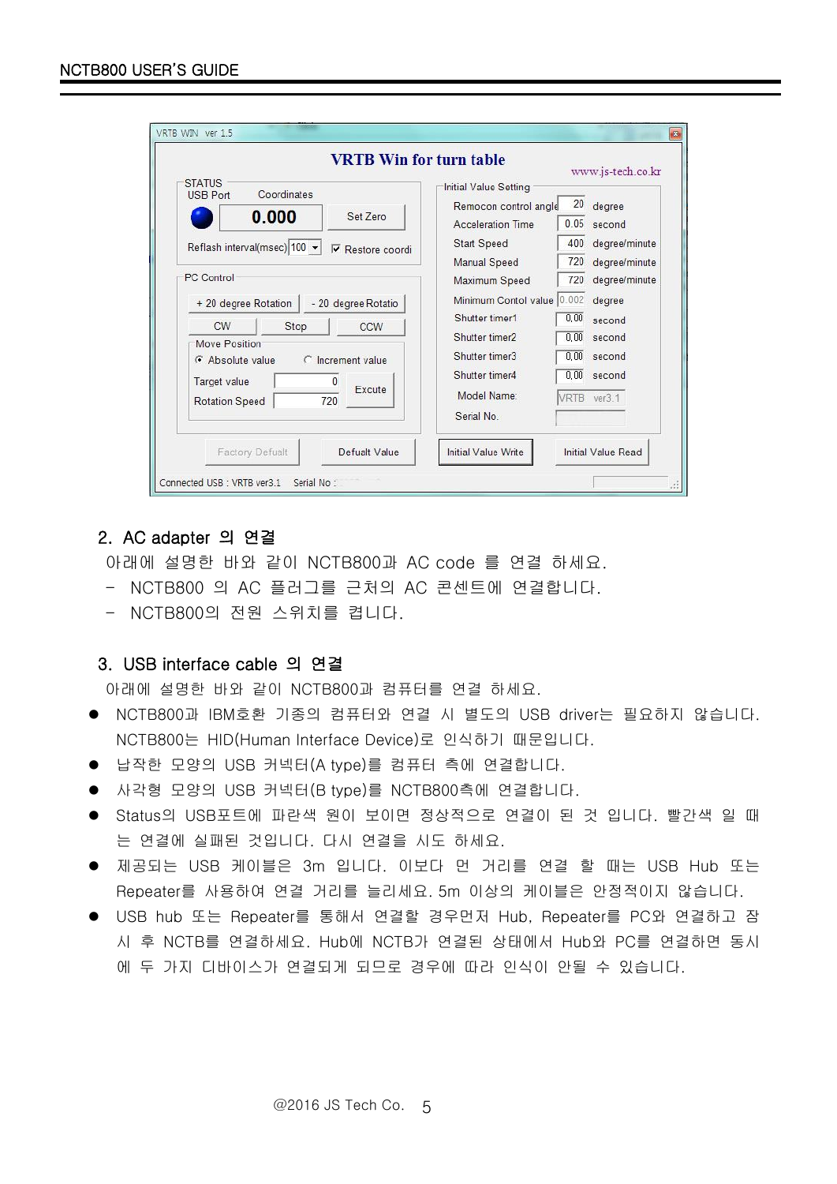## 2. AC adapter 의 연결

아래에 설명한 바와 같이 NCTB800과 AC code 를 연결 하세요.

- NCTB800 의 AC 플러그를 근처의 AC 콘센트에 연결합니다.
- NCTB800의 전원 스위치를 켭니다.

## 3. USB interface cable 의 연결

아래에 설명한 바와 같이 NCTB800과 컴퓨터를 연결 하세요.

- NCTB800과 IBM호환 기종의 컴퓨터와 연결 시 별도의 USB driver는 필요하지 않습니다. NCTB800는 HID(Human Interface Device)로 인식하기 때문입니다.
- 납작한 모양의 USB 커넥터(A type)를 컴퓨터 측에 연결합니다.
- 사각형 모양의 USB 커넥터(B type)를 NCTB800측에 연결합니다.
- Status의 USB포트에 파란색 원이 보이면 정상적으로 연결이 된 것 입니다. 빨간색 일 때는 연결에 실패된 것입니다. 다시 연결을 시도 하세요.
- 제공되는 USB 케이블은 3m 입니다. 이보다 먼 거리를 연결 할 때는 USB Hub 또는 Repeater를 사용하여 연결 거리를 늘리세요. 5m 이상의 케이블은 안정적이지 않습니다.
- USB hub 또는 Repeater를 통해서 연결할 경우먼저 Hub, Repeater를 PC와 연결하고 잠시 후 NCTB를 연결하세요. Hub에 NCTB가 연결된 상태에서 Hub와 PC를 연결하면 동시에 두 가지 디바이스가 연결되게 되므로 경우에 따라 인식이 안될 수 있습니다.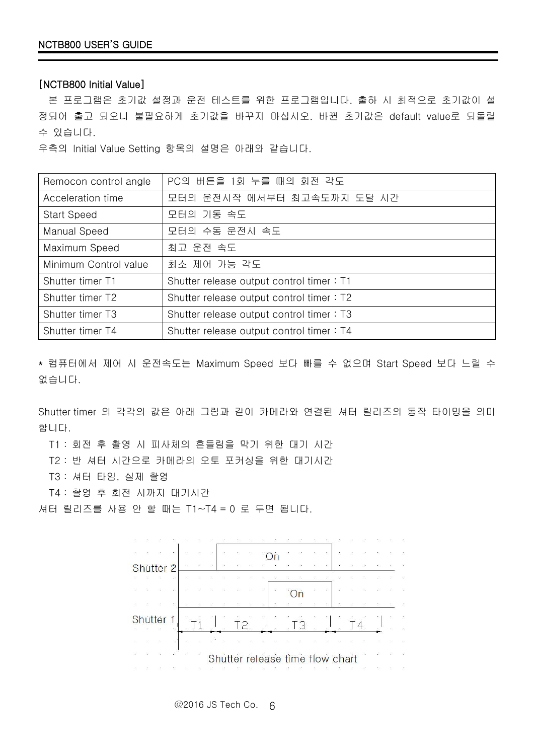[NCTB800 Initial Value]

본 프로그램은 초기값 설정과 운전 테스트를 위한 프로그램입니다. 출하 시 최적으로 초기값이 설정되어 출고 되오니 불필요하게 초기값을 바꾸지 마십시오. 바뀐 초기값은 default value로 되돌릴 수 있습니다.

우측의 Initial Value Setting 항목의 설명은 아래와 같습니다.

| Remocon control angle | PC의 버튼을 1회 누를 때의 회전 각도 |
|---|---|
| Acceleration time | 모터의 운전시작 에서부터 최고속도까지 도달 시간 |
| Start Speed | 모터의 기동 속도 |
| Manual Speed | 모터의 수동 운전시 속도 |
| Maximum Speed | 최고 운전 속도 |
| Minimum Control value | 최소 제어 가능 각도 |
| Shutter timer T1 | Shutter release output control timer : T1 |
| Shutter timer T2 | Shutter release output control timer : T2 |
| Shutter timer T3 | Shutter release output control timer : T3 |
| Shutter timer T4 | Shutter release output control timer : T4 |

* 컴퓨터에서 제어 시 운전속도는 Maximum Speed 보다 빠를 수 없으며 Start Speed 보다 느릴 수 없습니다.

Shutter timer 의 각각의 값은 아래 그림과 같이 카메라와 연결된 셔터 릴리즈의 동작 타이밍을 의미합니다.

T1 : 회전 후 촬영 시 피사체의 흔들림을 막기 위한 대기 시간

T2 : 반 셔터 시간으로 카메라의 오토 포커싱을 위한 대기시간

T3 : 셔터 타임, 실제 촬영

T4 : 촬영 후 회전 시까지 대기시간

셔터 릴리즈를 사용 안 할 때는 T1~T4 = 0 로 두면 됩니다.

Shutter 2 — On
Shutter 1 — On
T1 T2 T3 T4

Shutter release time flow chart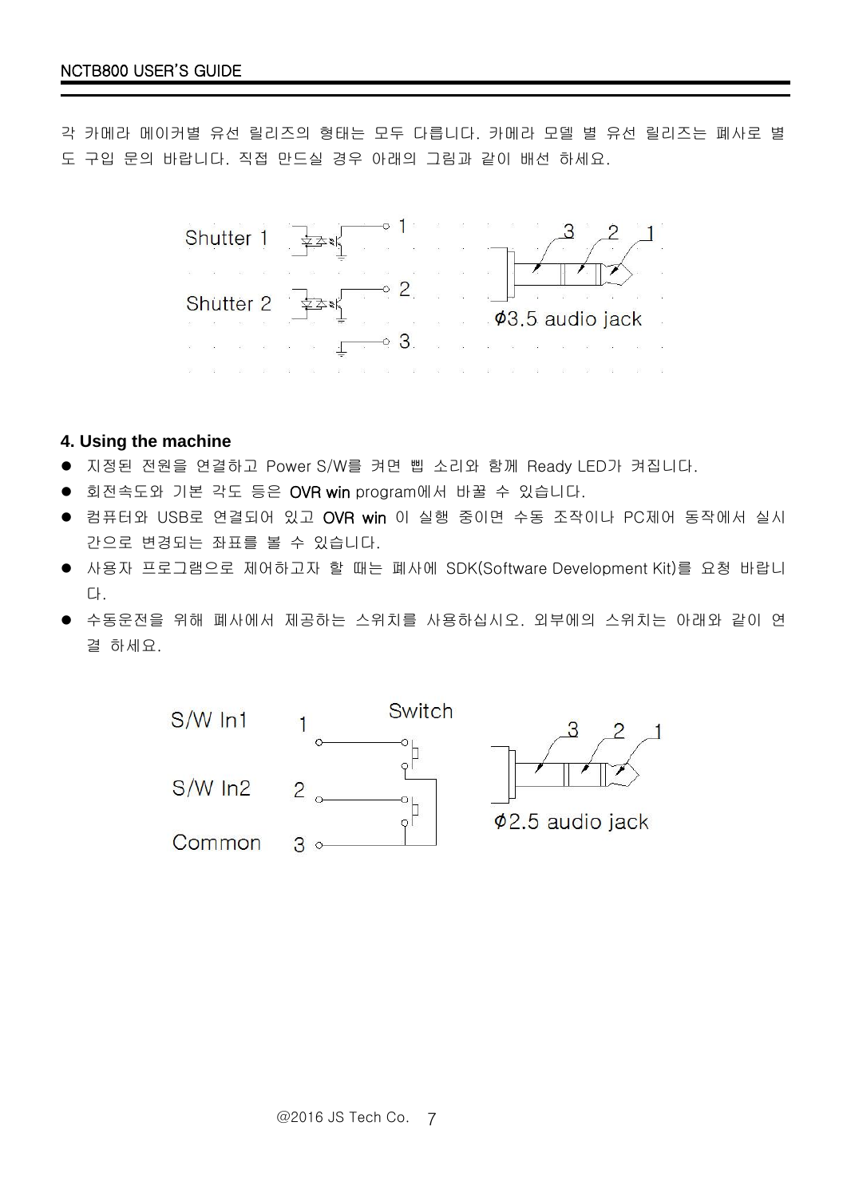각 카메라 메이커별 유선 릴리즈의 형태는 모두 다릅니다. 카메라 모델 별 유선 릴리즈는 폐사로 별도 구입 문의 바랍니다. 직접 만드실 경우 아래의 그림과 같이 배선 하세요.

Shutter 1 — 1
Shutter 2 — 2
3

3 2 1
φ3.5 audio jack

## 4. Using the machine

- 지정된 전원을 연결하고 Power S/W를 켜면 삡 소리와 함께 Ready LED가 켜집니다.
- 회전속도와 기본 각도 등은 OVR win program에서 바꿀 수 있습니다.
- 컴퓨터와 USB로 연결되어 있고 OVR win 이 실행 중이면 수동 조작이나 PC제어 동작에서 실시간으로 변경되는 좌표를 볼 수 있습니다.
- 사용자 프로그램으로 제어하고자 할 때는 폐사에 SDK(Software Development Kit)를 요청 바랍니다.
- 수동운전을 위해 폐사에서 제공하는 스위치를 사용하십시오. 외부에의 스위치는 아래와 같이 연결 하세요.

S/W In1 — 1
S/W In2 — 2
Common — 3
Switch

3 2 1
φ2.5 audio jack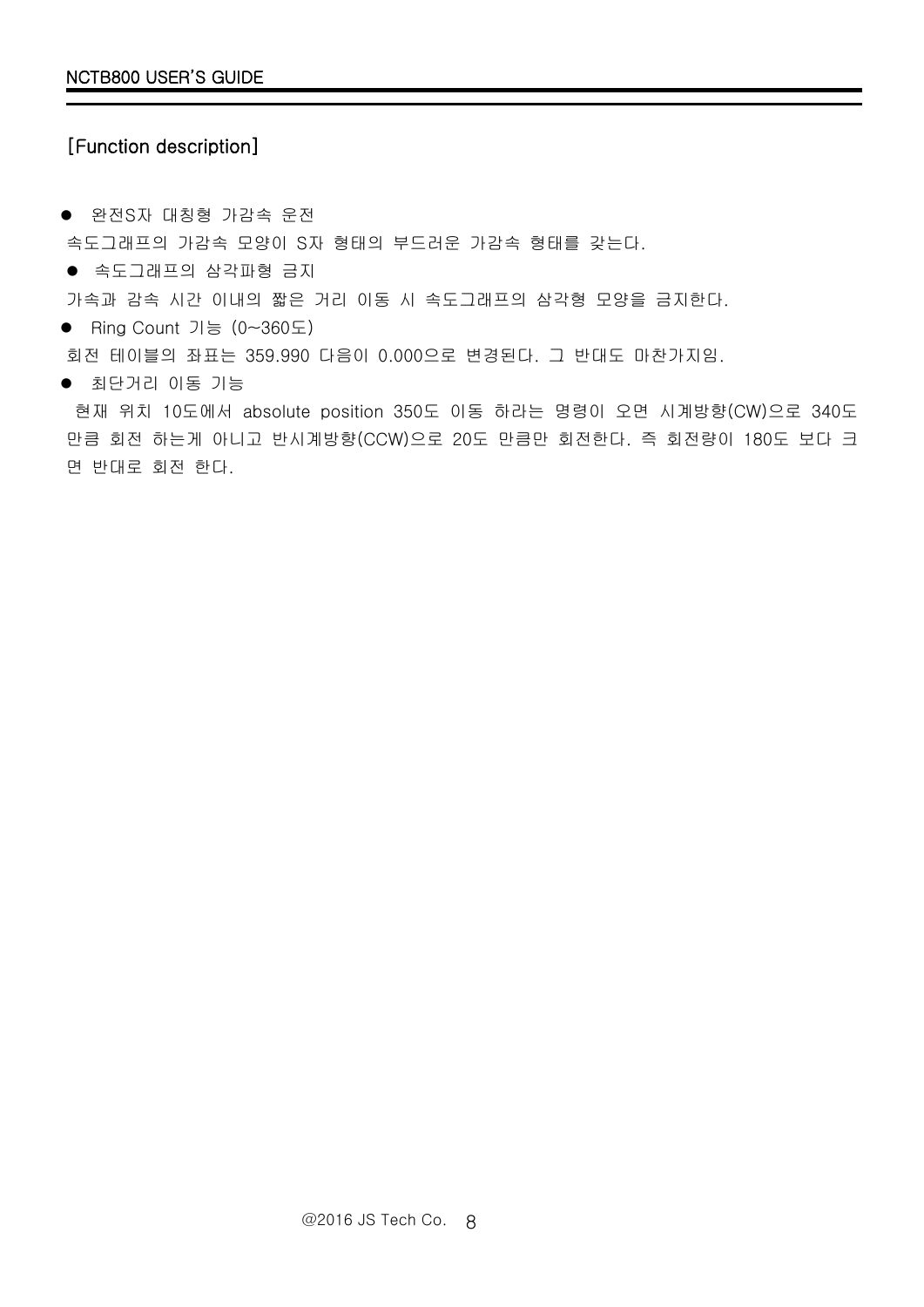## [Function description]

- 완전S자 대칭형 가감속 운전

속도그래프의 가감속 모양이 S자 형태의 부드러운 가감속 형태를 갖는다.

- 속도그래프의 삼각파형 금지

가속과 감속 시간 이내의 짧은 거리 이동 시 속도그래프의 삼각형 모양을 금지한다.

- Ring Count 기능 (0~360도)

회전 테이블의 좌표는 359.990 다음이 0.000으로 변경된다. 그 반대도 마찬가지임.

- 최단거리 이동 기능

현재 위치 10도에서 absolute position 350도 이동 하라는 명령이 오면 시계방향(CW)으로 340도 만큼 회전 하는게 아니고 반시계방향(CCW)으로 20도 만큼만 회전한다. 즉 회전량이 180도 보다 크면 반대로 회전 한다.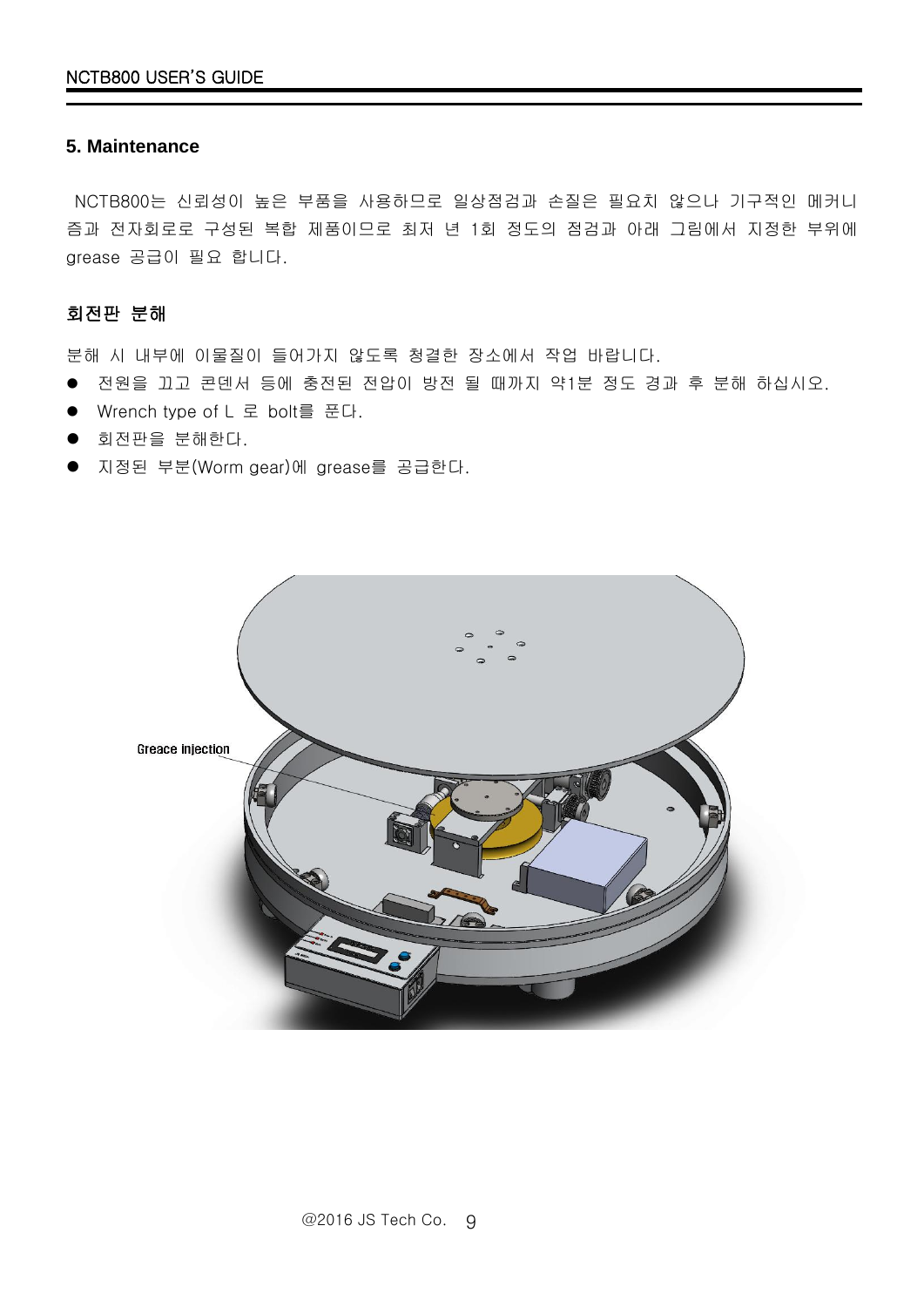## 5. Maintenance

NCTB800는 신뢰성이 높은 부품을 사용하므로 일상점검과 손질은 필요치 않으나 기구적인 메커니즘과 전자회로로 구성된 복합 제품이므로 최저 년 1회 정도의 점검과 아래 그림에서 지정한 부위에 grease 공급이 필요 합니다.

### 회전판 분해

분해 시 내부에 이물질이 들어가지 않도록 청결한 장소에서 작업 바랍니다.

- 전원을 끄고 콘덴서 등에 충전된 전압이 방전 될 때까지 약1분 정도 경과 후 분해 하십시오.
- Wrench type of L 로 bolt를 푼다.
- 회전판을 분해한다.
- 지정된 부분(Worm gear)에 grease를 공급한다.

Greace injection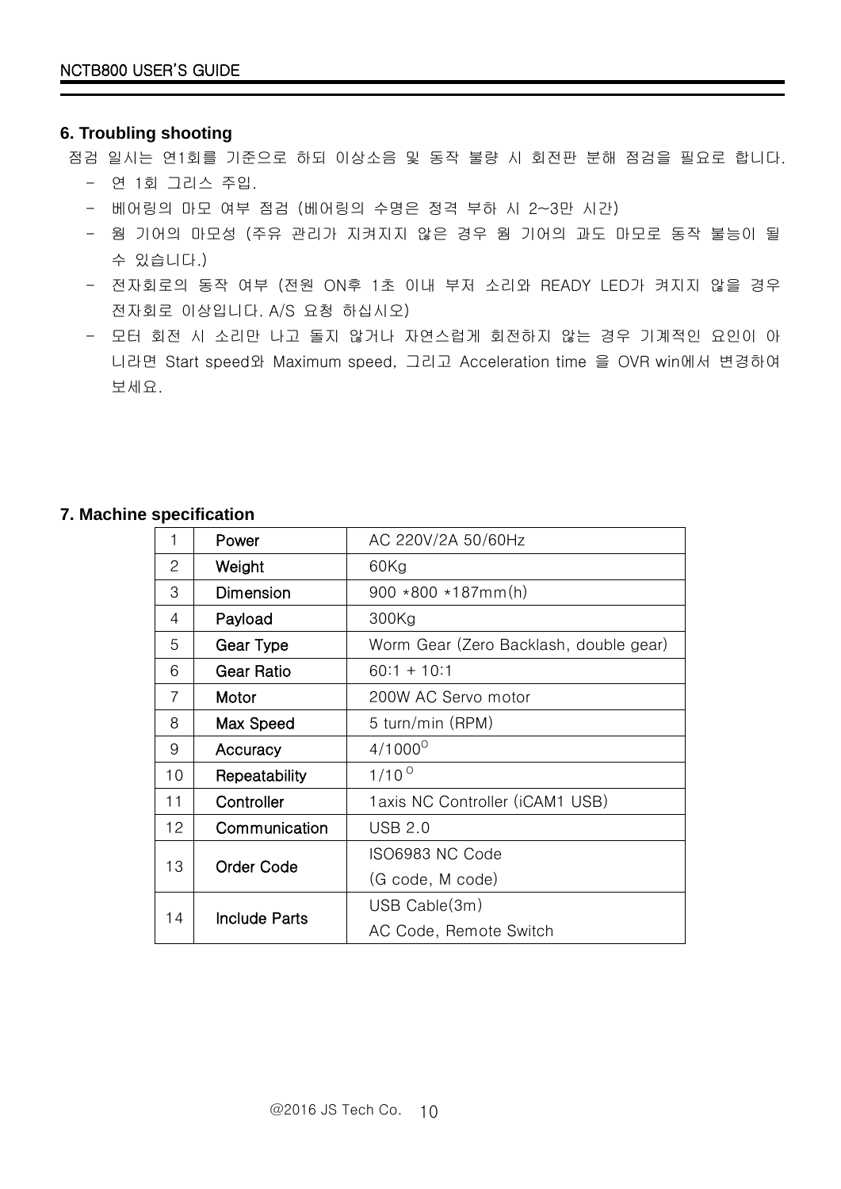## 6. Troubling shooting

점검 일시는 연1회를 기준으로 하되 이상소음 및 동작 불량 시 회전판 분해 점검을 필요로 합니다.

- 연 1회 그리스 주입.
- 베어링의 마모 여부 점검 (베어링의 수명은 정격 부하 시 2~3만 시간)
- 웜 기어의 마모성 (주유 관리가 지켜지지 않은 경우 웜 기어의 과도 마모로 동작 불능이 될 수 있습니다.)
- 전자회로의 동작 여부 (전원 ON후 1초 이내 부저 소리와 READY LED가 켜지지 않을 경우 전자회로 이상입니다. A/S 요청 하십시오)
- 모터 회전 시 소리만 나고 돌지 않거나 자연스럽게 회전하지 않는 경우 기계적인 요인이 아니라면 Start speed와 Maximum speed, 그리고 Acceleration time 을 OVR win에서 변경하여 보세요.

## 7. Machine specification

| | | |
|---|---|---|
| 1 | Power | AC 220V/2A 50/60Hz |
| 2 | Weight | 60Kg |
| 3 | Dimension | 900 *800 *187mm(h) |
| 4 | Payload | 300Kg |
| 5 | Gear Type | Worm Gear (Zero Backlash, double gear) |
| 6 | Gear Ratio | 60:1 + 10:1 |
| 7 | Motor | 200W AC Servo motor |
| 8 | Max Speed | 5 turn/min (RPM) |
| 9 | Accuracy | $4/1000^{\circ}$ |
| 10 | Repeatability | $1/10^{\circ}$ |
| 11 | Controller | 1axis NC Controller (iCAM1 USB) |
| 12 | Communication | USB 2.0 |
| 13 | Order Code | ISO6983 NC Code<br>(G code, M code) |
| 14 | Include Parts | USB Cable(3m)<br>AC Code, Remote Switch |

@2016 JS Tech Co.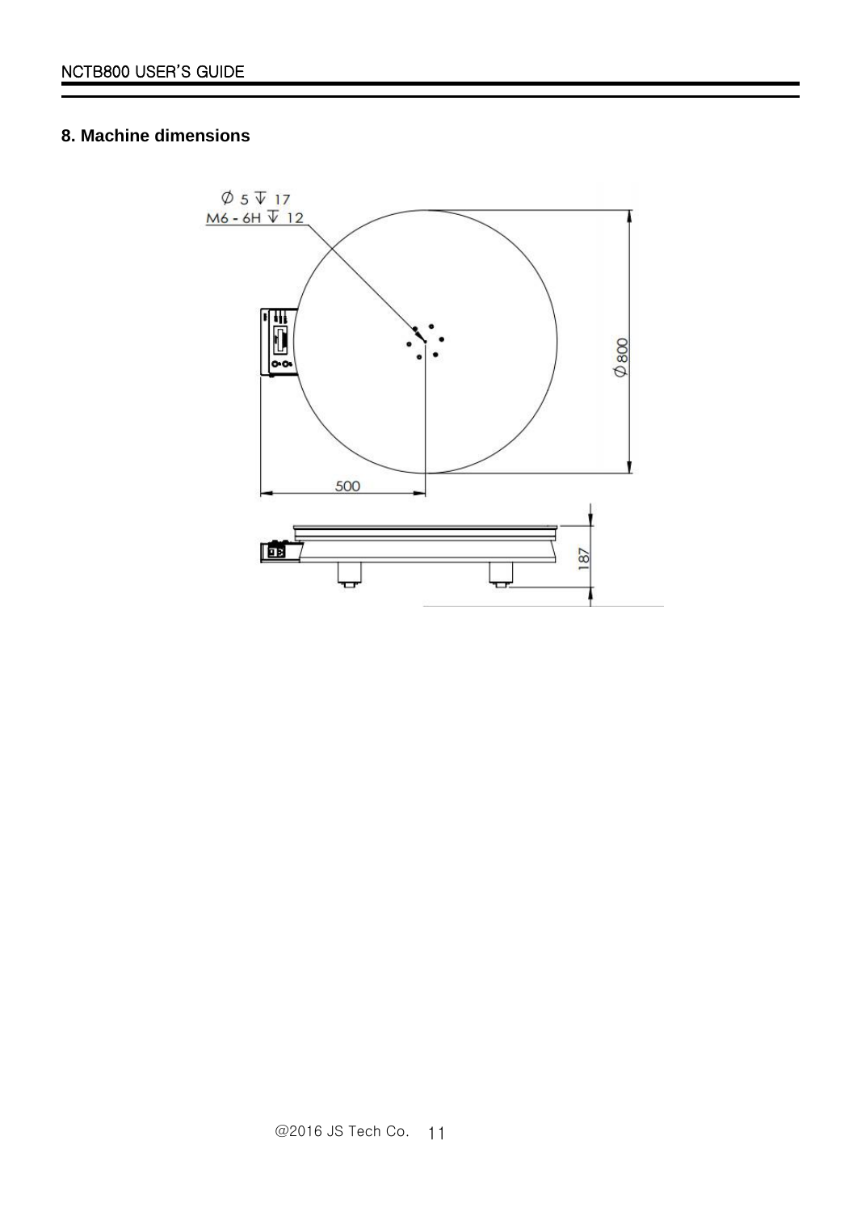## 8. Machine dimensions

Ø 5 ↧ 17
M6 - 6H ↧ 12

Ø800

500

187